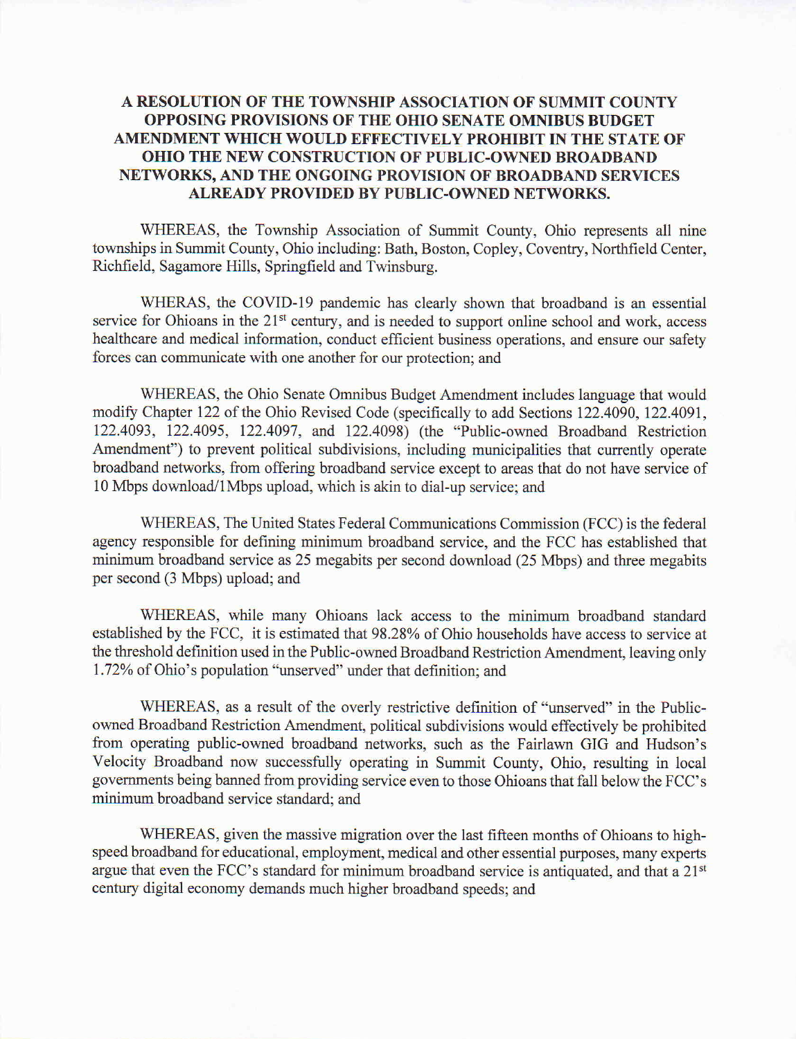# A RESOLUTION OF THE TOWNSHIP ASSOCIATION OF SUMMIT COUNTY OPPOSING PROVISIONS OF THE OHIO SENATE OMNIBUS BUDGET AMENDMENT WHICH WOULD EFFECTIVELY PROHIBIT IN THE STATE OF OHIO THE NEW CONSTRUCTION OF PUBLIC-OWNED BROADBAND NETWORKS, AND THE ONGOING PROVISION OF BROADBAND SERVICES ALREADY PROVIDED BY PUBLIC-OWNED NETWORKS.

WHEREAS, the Township Association of Summit County, Ohio represents all nine townships in Summit County, Ohio including: Bath, Boston, Copley, Coventry, Northfield Center, Richfield, Sagamore Hills, Springfield and Twinsburg.

WHERAS, the COVID-19 pandemic has clearly shown that broadband is an essential service for Ohioans in the 21st century, and is needed to support online school and work, access healthcare and medical information, conduct efficient business operations, and ensure our safety forces can communicate with one another for our protection; and

WHEREAS, the Ohio Senate Omnibus Budget Amendment includes language that would modify Chapter 122 of the Ohio Revised Code (specifically to add Sections 122.4090, 122.4091, 122.4093, 122.4095, 122.4097, and 122.4098) (the "Public-owned Broadband Restriction Amendment") to prevent political subdivisions, including municipalities that currently operate broadband networks, from offering broadband service except to areas that do not have service of 10 Mbps download/1Mbps upload, which is akin to dial-up service; and

WHEREAS, The United States Federal Communications Commission (FCC) is the federal agency responsible for defining minimum broadband service, and the FCC has established that minimum broadband service as 25 megabits per second download (25 Mbps) and three megabits per second (3 Mbps) upload; and

WHEREAS, while many Ohioans lack access to the minimum broadband standard established by the FCC, it is estimated that 98.28% of Ohio households have access to service at the threshold definition used in the Public-owned Broadband Restriction Amendment, leaving only 1.72% of Ohio's population "unserved" under that definition; and

WHEREAS, as a result of the overly restrictive definition of "unserved" in the Public-owned Broadband Restriction Amendment, political subdivisions would effectively be prohibited from operating public-owned broadband networks, such as the Fairlawn GIG and Hudson's Velocity Broadband now successfully operating in Summit County, Ohio, resulting in local governments being banned from providing service even to those Ohioans that fall below the FCC's minimum broadband service standard; and

WHEREAS, given the massive migration over the last fifteen months of Ohioans to high-speed broadband for educational, employment, medical and other essential purposes, many experts argue that even the FCC's standard for minimum broadband service is antiquated, and that a 21st century digital economy demands much higher broadband speeds; and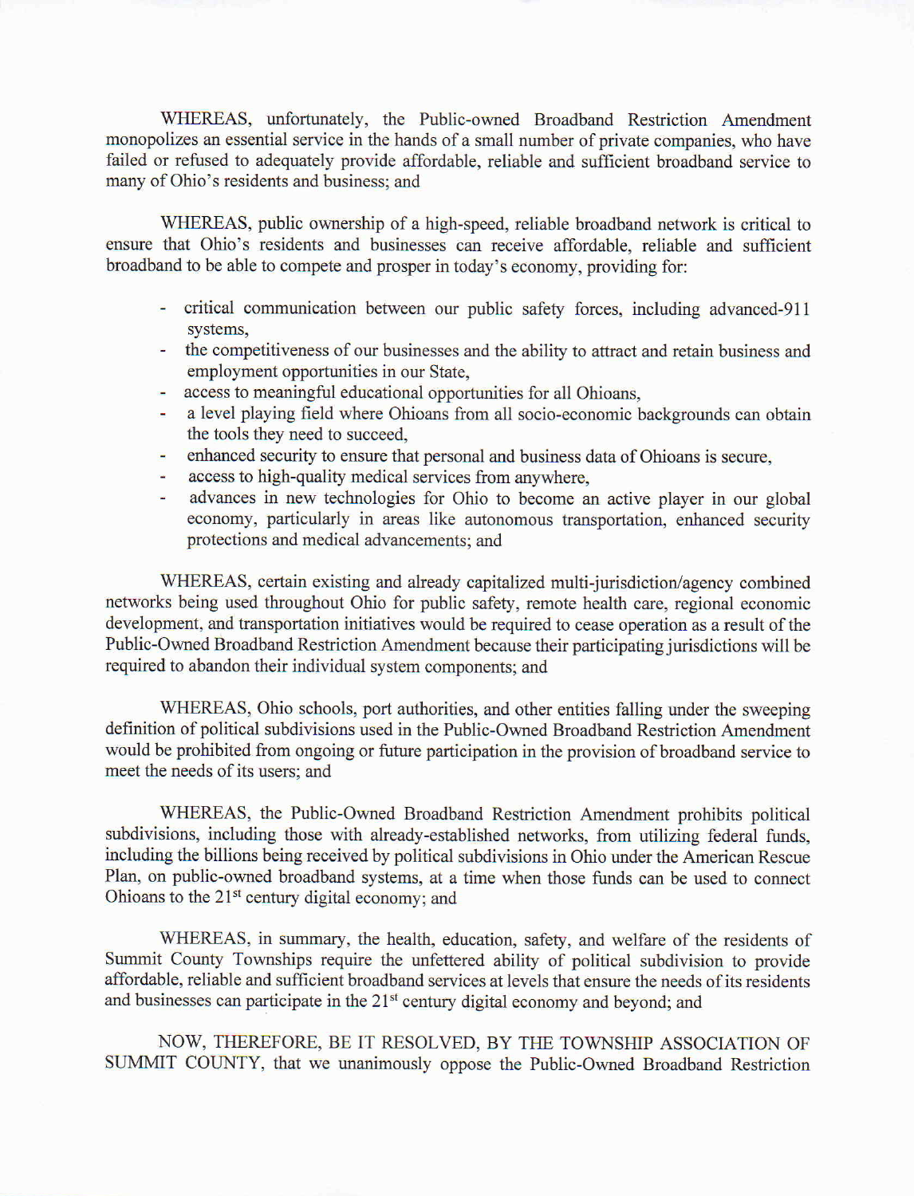WHEREAS, unfortunately, the Public-owned Broadband Restriction Amendment monopolizes an essential service in the hands of a small number of private companies, who have failed or refused to adequately provide affordable, reliable and sufficient broadband service to many of Ohio's residents and business; and

WHEREAS, public ownership of a high-speed, reliable broadband network is critical to ensure that Ohio's residents and businesses can receive affordable, reliable and sufficient broadband to be able to compete and prosper in today's economy, providing for:

- critical communication between our public safety forces, including advanced-911 systems,
- the competitiveness of our businesses and the ability to attract and retain business and employment opportunities in our State,
- access to meaningful educational opportunities for all Ohioans,
- a level playing field where Ohioans from all socio-economic backgrounds can obtain the tools they need to succeed,
- enhanced security to ensure that personal and business data of Ohioans is secure,
- access to high-quality medical services from anywhere,
- advances in new technologies for Ohio to become an active player in our global economy, particularly in areas like autonomous transportation, enhanced security protections and medical advancements; and

WHEREAS, certain existing and already capitalized multi-jurisdiction/agency combined networks being used throughout Ohio for public safety, remote health care, regional economic development, and transportation initiatives would be required to cease operation as a result of the Public-Owned Broadband Restriction Amendment because their participating jurisdictions will be required to abandon their individual system components; and

WHEREAS, Ohio schools, port authorities, and other entities falling under the sweeping definition of political subdivisions used in the Public-Owned Broadband Restriction Amendment would be prohibited from ongoing or future participation in the provision of broadband service to meet the needs of its users; and

WHEREAS, the Public-Owned Broadband Restriction Amendment prohibits political subdivisions, including those with already-established networks, from utilizing federal funds, including the billions being received by political subdivisions in Ohio under the American Rescue Plan, on public-owned broadband systems, at a time when those funds can be used to connect Ohioans to the 21st century digital economy; and

WHEREAS, in summary, the health, education, safety, and welfare of the residents of Summit County Townships require the unfettered ability of political subdivision to provide affordable, reliable and sufficient broadband services at levels that ensure the needs of its residents and businesses can participate in the 21st century digital economy and beyond; and

NOW, THEREFORE, BE IT RESOLVED, BY THE TOWNSHIP ASSOCIATION OF SUMMIT COUNTY, that we unanimously oppose the Public-Owned Broadband Restriction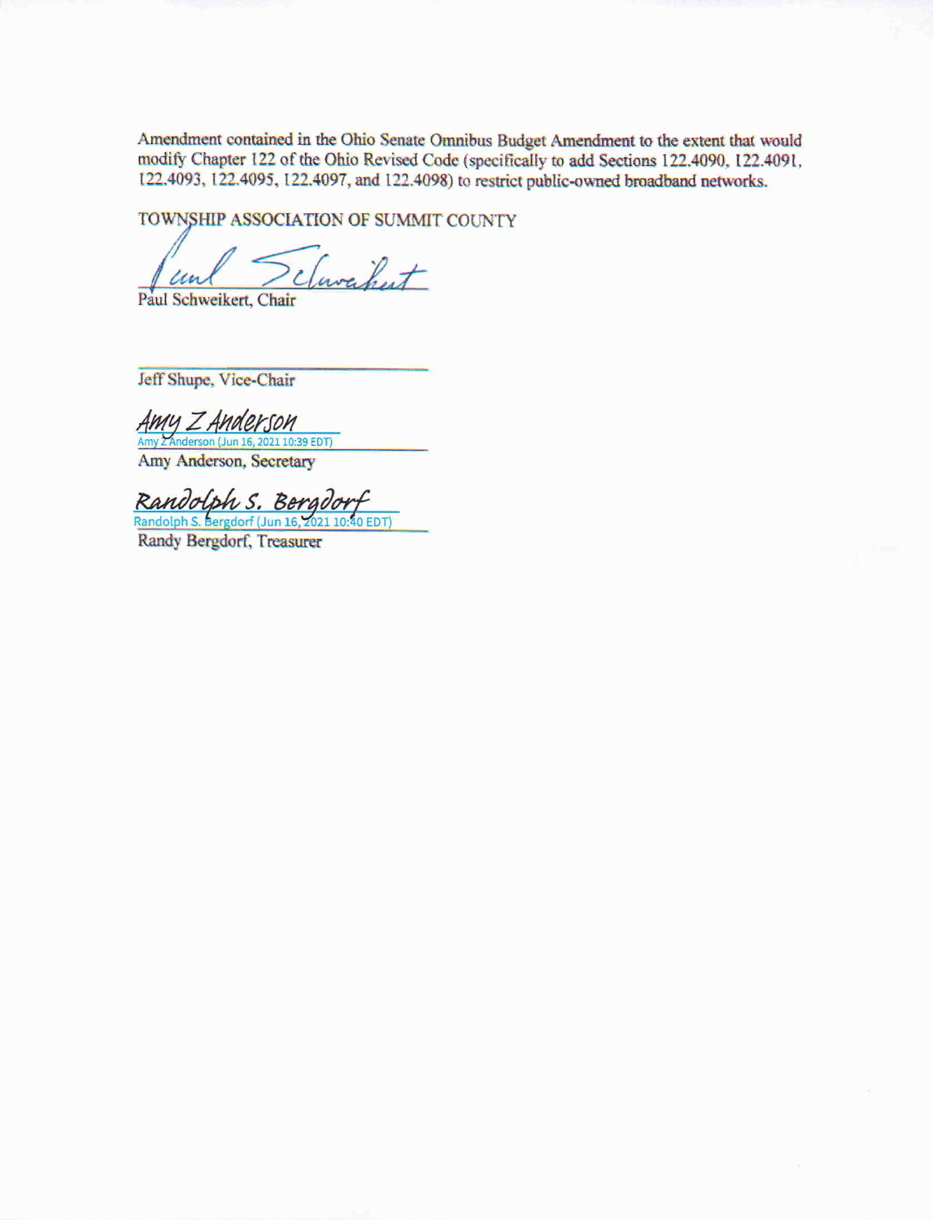Amendment contained in the Ohio Senate Omnibus Budget Amendment to the extent that would modify Chapter 122 of the Ohio Revised Code (specifically to add Sections 122.4090, 122.4091, 122.4093, 122.4095, 122.4097, and 122.4098) to restrict public-owned broadband networks.

TOWNSHIP ASSOCIATION OF SUMMIT COUNTY

Paul Schweikert

Paul Schweikert, Chair

Jeff Shupe, Vice-Chair

Amy Z Anderson

Amy Z Anderson (Jun 16, 2021 10:39 EDT)

Amy Anderson, Secretary

Randolph S. Bergdorf

Randolph S. Bergdorf (Jun 16, 2021 10:40 EDT)

Randy Bergdorf, Treasurer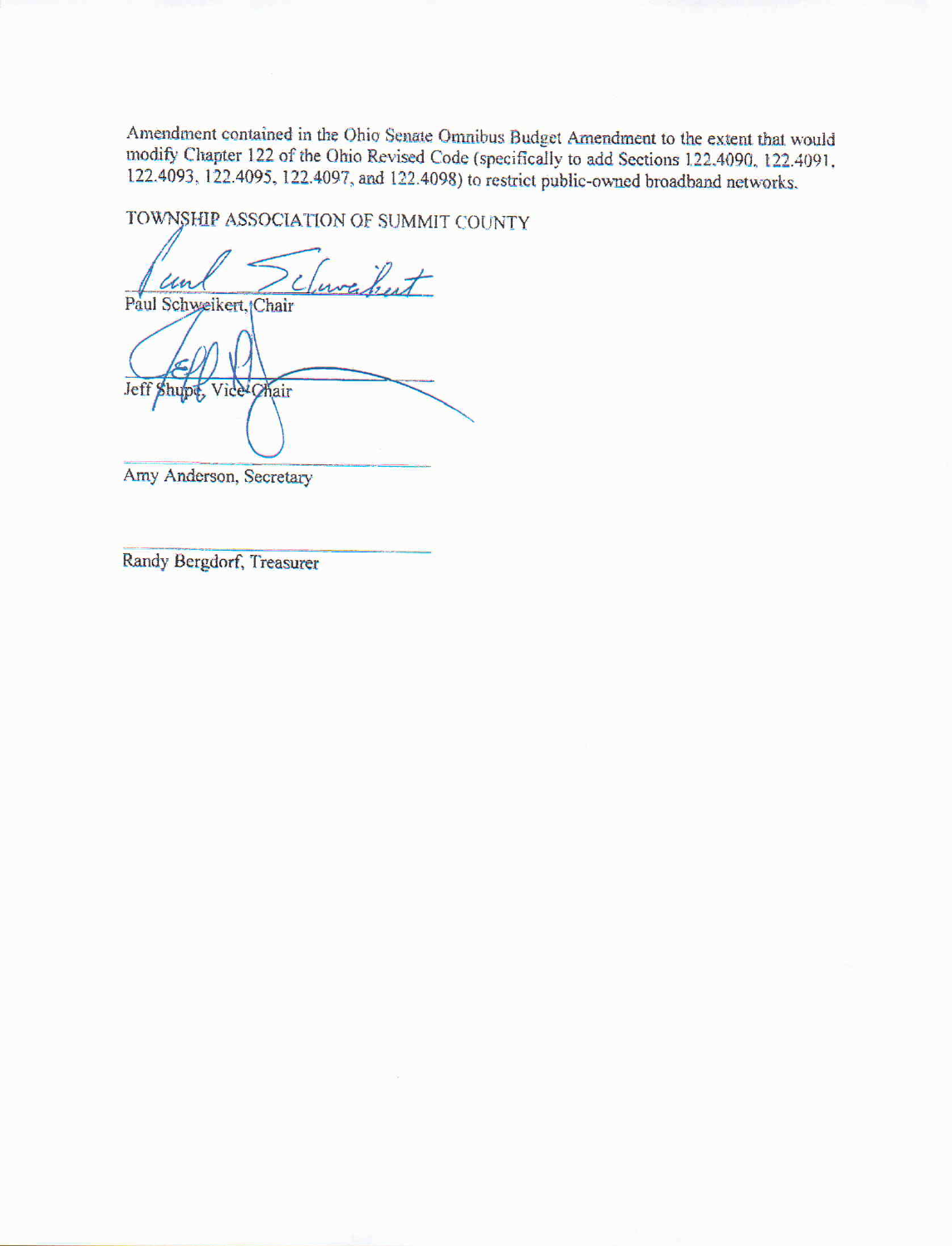Amendment contained in the Ohio Senate Omnibus Budget Amendment to the extent that would modify Chapter 122 of the Ohio Revised Code (specifically to add Sections 122.4090, 122.4091, 122.4093, 122.4095, 122.4097, and 122.4098) to restrict public-owned broadband networks.

TOWNSHIP ASSOCIATION OF SUMMIT COUNTY

Paul Schweikert, Chair

Jeff Shupe, Vice-Chair

Amy Anderson, Secretary

Randy Bergdorf, Treasurer